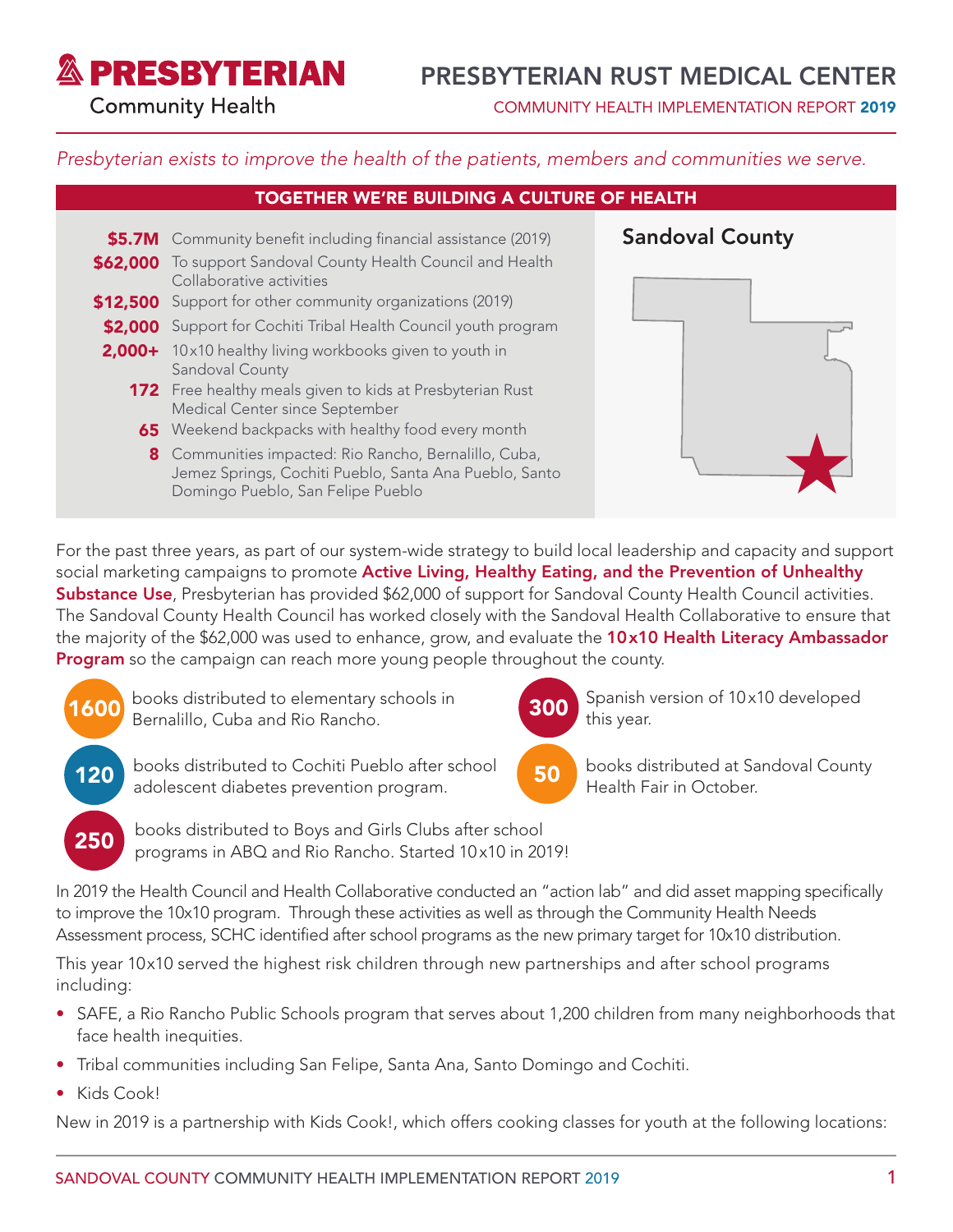# PRESBYTERIAN Community Health

## PRESBYTERIAN RUST MEDICAL CENTER

COMMUNITY HEALTH IMPLEMENTATION REPORT 2019

*Presbyterian exists to improve the health of the patients, members and communities we serve.*

## TOGETHER WE'RE BUILDING A CULTURE OF HEALTH

| | |
|---|---|
| **$5.7M** | Community benefit including financial assistance (2019) |
| **$62,000** | To support Sandoval County Health Council and Health Collaborative activities |
| **$12,500** | Support for other community organizations (2019) |
| **$2,000** | Support for Cochiti Tribal Health Council youth program |
| **2,000+** | 10x10 healthy living workbooks given to youth in Sandoval County |
| **172** | Free healthy meals given to kids at Presbyterian Rust Medical Center since September |
| **65** | Weekend backpacks with healthy food every month |
| **8** | Communities impacted: Rio Rancho, Bernalillo, Cuba, Jemez Springs, Cochiti Pueblo, Santa Ana Pueblo, Santo Domingo Pueblo, San Felipe Pueblo |

**Sandoval County**

For the past three years, as part of our system-wide strategy to build local leadership and capacity and support social marketing campaigns to promote **Active Living, Healthy Eating, and the Prevention of Unhealthy Substance Use**, Presbyterian has provided $62,000 of support for Sandoval County Health Council activities. The Sandoval County Health Council has worked closely with the Sandoval Health Collaborative to ensure that the majority of the $62,000 was used to enhance, grow, and evaluate the **10x10 Health Literacy Ambassador Program** so the campaign can reach more young people throughout the county.

- **1600** books distributed to elementary schools in Bernalillo, Cuba and Rio Rancho.
- **120** books distributed to Cochiti Pueblo after school adolescent diabetes prevention program.
- **250** books distributed to Boys and Girls Clubs after school programs in ABQ and Rio Rancho. Started 10x10 in 2019!
- **300** Spanish version of 10x10 developed this year.
- **50** books distributed at Sandoval County Health Fair in October.

In 2019 the Health Council and Health Collaborative conducted an "action lab" and did asset mapping specifically to improve the 10x10 program. Through these activities as well as through the Community Health Needs Assessment process, SCHC identified after school programs as the new primary target for 10x10 distribution.

This year 10x10 served the highest risk children through new partnerships and after school programs including:

- SAFE, a Rio Rancho Public Schools program that serves about 1,200 children from many neighborhoods that face health inequities.
- Tribal communities including San Felipe, Santa Ana, Santo Domingo and Cochiti.
- Kids Cook!

New in 2019 is a partnership with Kids Cook!, which offers cooking classes for youth at the following locations: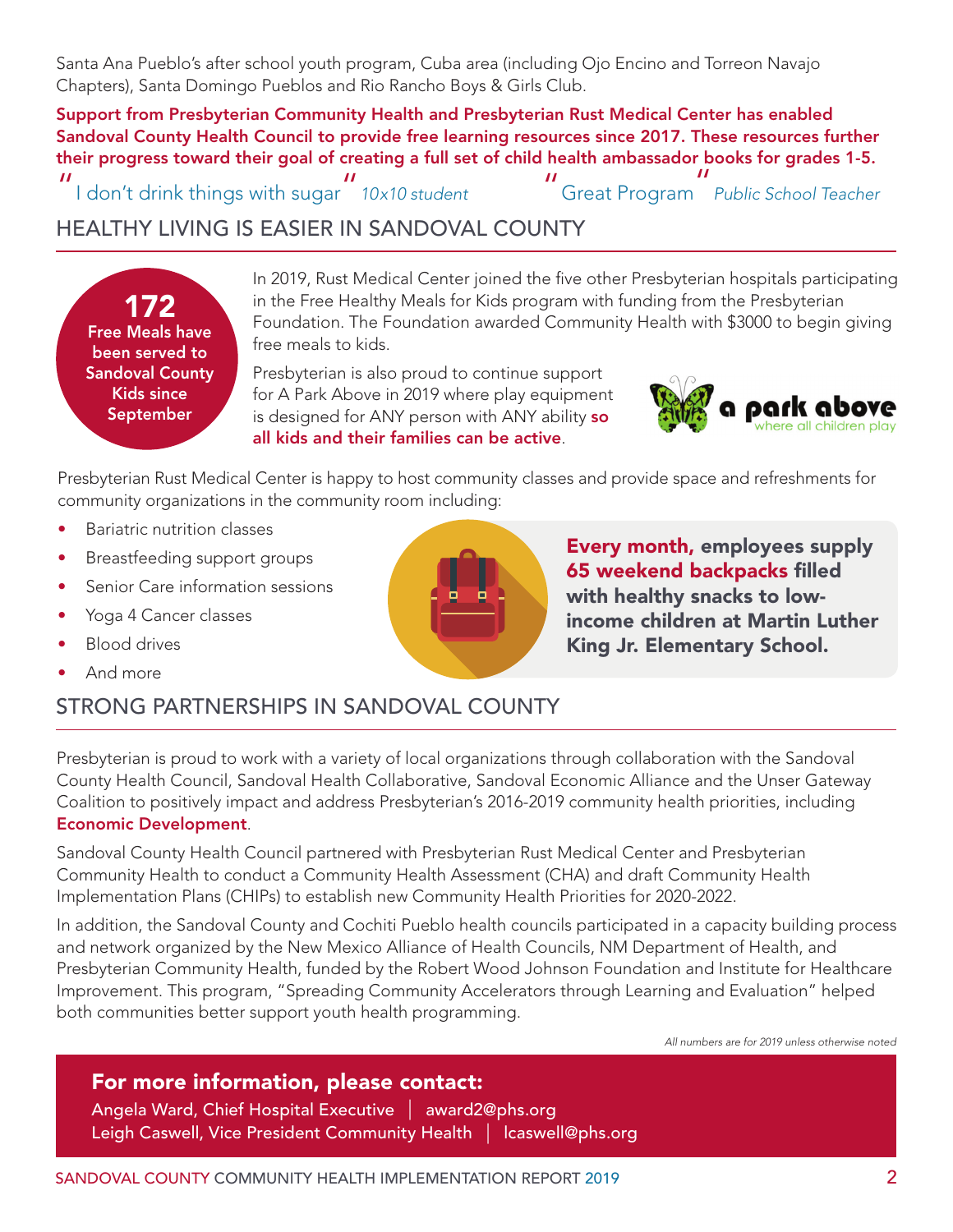Santa Ana Pueblo's after school youth program, Cuba area (including Ojo Encino and Torreon Navajo Chapters), Santa Domingo Pueblos and Rio Rancho Boys & Girls Club.

**Support from Presbyterian Community Health and Presbyterian Rust Medical Center has enabled Sandoval County Health Council to provide free learning resources since 2017. These resources further their progress toward their goal of creating a full set of child health ambassador books for grades 1-5.**

"I don't drink things with sugar" *10x10 student*

"Great Program" *Public School Teacher*

## HEALTHY LIVING IS EASIER IN SANDOVAL COUNTY

**172**
**Free Meals have been served to Sandoval County Kids since September**

In 2019, Rust Medical Center joined the five other Presbyterian hospitals participating in the Free Healthy Meals for Kids program with funding from the Presbyterian Foundation. The Foundation awarded Community Health with $3000 to begin giving free meals to kids.

Presbyterian is also proud to continue support for A Park Above in 2019 where play equipment is designed for ANY person with ANY ability **so all kids and their families can be active**.

a park above
where all children play

Presbyterian Rust Medical Center is happy to host community classes and provide space and refreshments for community organizations in the community room including:

- Bariatric nutrition classes
- Breastfeeding support groups
- Senior Care information sessions
- Yoga 4 Cancer classes
- Blood drives
- And more

**Every month, employees supply 65 weekend backpacks filled with healthy snacks to low-income children at Martin Luther King Jr. Elementary School.**

## STRONG PARTNERSHIPS IN SANDOVAL COUNTY

Presbyterian is proud to work with a variety of local organizations through collaboration with the Sandoval County Health Council, Sandoval Health Collaborative, Sandoval Economic Alliance and the Unser Gateway Coalition to positively impact and address Presbyterian's 2016-2019 community health priorities, including **Economic Development**.

Sandoval County Health Council partnered with Presbyterian Rust Medical Center and Presbyterian Community Health to conduct a Community Health Assessment (CHA) and draft Community Health Implementation Plans (CHIPs) to establish new Community Health Priorities for 2020-2022.

In addition, the Sandoval County and Cochiti Pueblo health councils participated in a capacity building process and network organized by the New Mexico Alliance of Health Councils, NM Department of Health, and Presbyterian Community Health, funded by the Robert Wood Johnson Foundation and Institute for Healthcare Improvement. This program, "Spreading Community Accelerators through Learning and Evaluation" helped both communities better support youth health programming.

*All numbers are for 2019 unless otherwise noted*

**For more information, please contact:**

Angela Ward, Chief Hospital Executive | award2@phs.org

Leigh Caswell, Vice President Community Health | lcaswell@phs.org